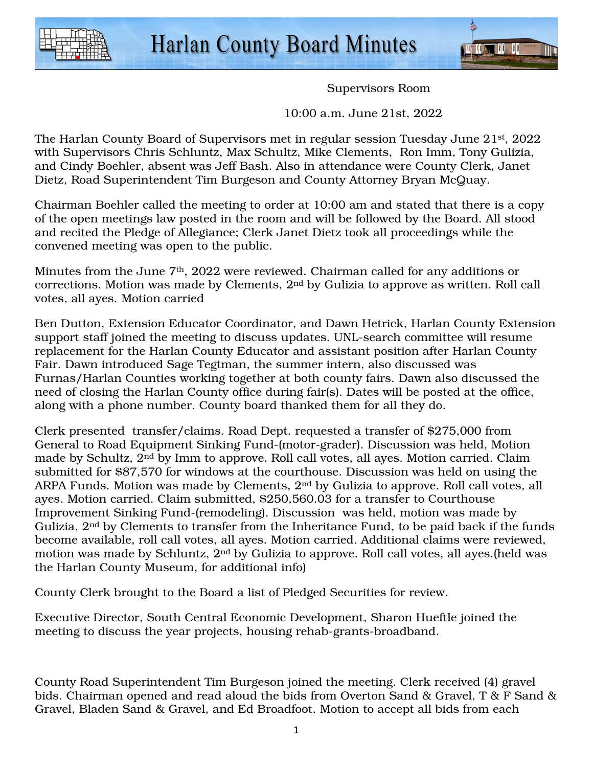# Harlan County Board Minutes

Supervisors Room

10:00 a.m. June 21st, 2022

The Harlan County Board of Supervisors met in regular session Tuesday June 21st, 2022 with Supervisors Chris Schluntz, Max Schultz, Mike Clements, Ron Imm, Tony Gulizia, and Cindy Boehler, absent was Jeff Bash. Also in attendance were County Clerk, Janet Dietz, Road Superintendent Tim Burgeson and County Attorney Bryan McQuay.

Chairman Boehler called the meeting to order at 10:00 am and stated that there is a copy of the open meetings law posted in the room and will be followed by the Board. All stood and recited the Pledge of Allegiance; Clerk Janet Dietz took all proceedings while the convened meeting was open to the public.

Minutes from the June 7th, 2022 were reviewed. Chairman called for any additions or corrections. Motion was made by Clements, 2nd by Gulizia to approve as written. Roll call votes, all ayes. Motion carried

Ben Dutton, Extension Educator Coordinator, and Dawn Hetrick, Harlan County Extension support staff joined the meeting to discuss updates. UNL-search committee will resume replacement for the Harlan County Educator and assistant position after Harlan County Fair. Dawn introduced Sage Tegtman, the summer intern, also discussed was Furnas/Harlan Counties working together at both county fairs. Dawn also discussed the need of closing the Harlan County office during fair(s). Dates will be posted at the office, along with a phone number. County board thanked them for all they do.

Clerk presented transfer/claims. Road Dept. requested a transfer of $275,000 from General to Road Equipment Sinking Fund-(motor-grader). Discussion was held, Motion made by Schultz, 2nd by Imm to approve. Roll call votes, all ayes. Motion carried. Claim submitted for $87,570 for windows at the courthouse. Discussion was held on using the ARPA Funds. Motion was made by Clements, 2nd by Gulizia to approve. Roll call votes, all ayes. Motion carried. Claim submitted, $250,560.03 for a transfer to Courthouse Improvement Sinking Fund-(remodeling). Discussion was held, motion was made by Gulizia, 2nd by Clements to transfer from the Inheritance Fund, to be paid back if the funds become available, roll call votes, all ayes. Motion carried. Additional claims were reviewed, motion was made by Schluntz, 2nd by Gulizia to approve. Roll call votes, all ayes.(held was the Harlan County Museum, for additional info)

County Clerk brought to the Board a list of Pledged Securities for review.

Executive Director, South Central Economic Development, Sharon Hueftle joined the meeting to discuss the year projects, housing rehab-grants-broadband.

County Road Superintendent Tim Burgeson joined the meeting. Clerk received (4) gravel bids. Chairman opened and read aloud the bids from Overton Sand & Gravel, T & F Sand & Gravel, Bladen Sand & Gravel, and Ed Broadfoot. Motion to accept all bids from each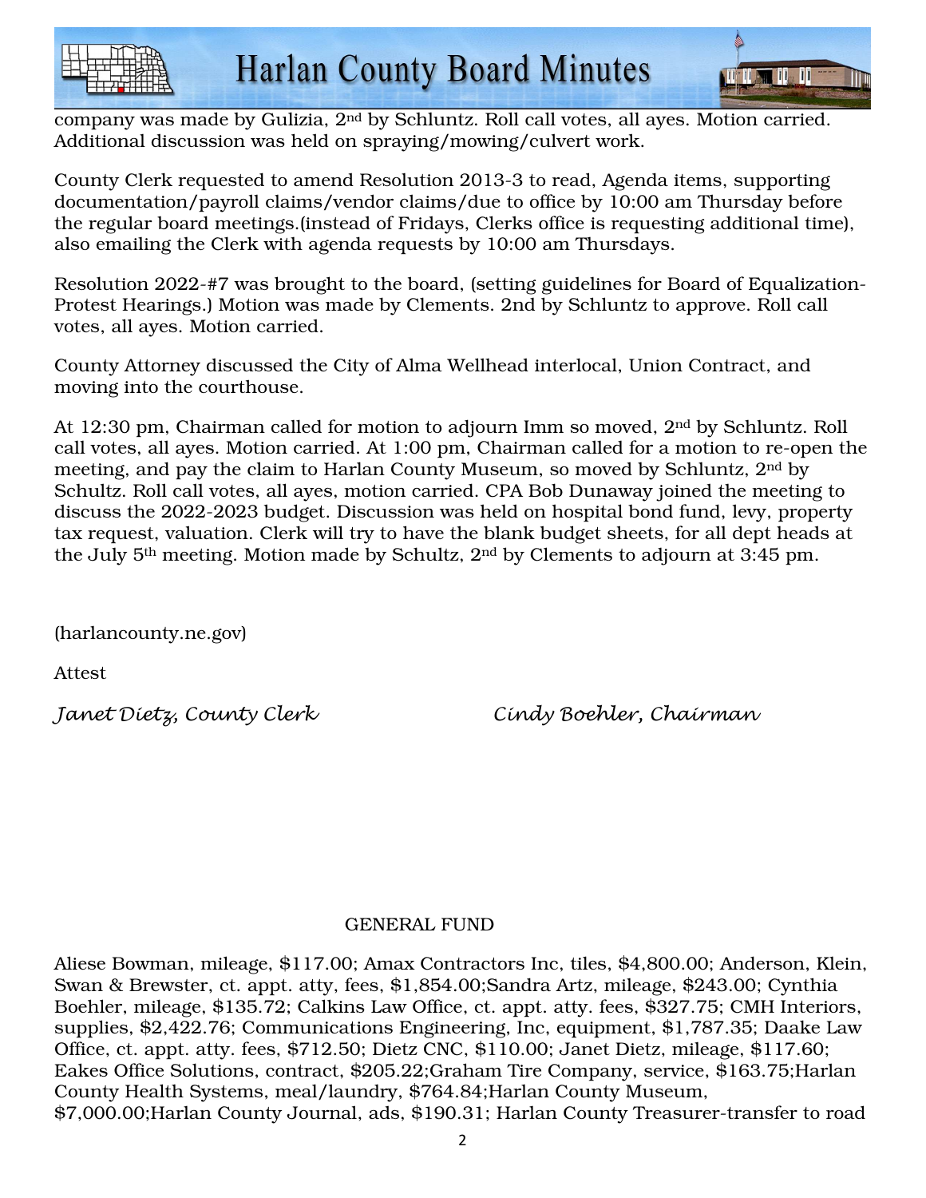company was made by Gulizia, 2nd by Schluntz. Roll call votes, all ayes. Motion carried. Additional discussion was held on spraying/mowing/culvert work.

County Clerk requested to amend Resolution 2013-3 to read, Agenda items, supporting documentation/payroll claims/vendor claims/due to office by 10:00 am Thursday before the regular board meetings.(instead of Fridays, Clerks office is requesting additional time), also emailing the Clerk with agenda requests by 10:00 am Thursdays.

Resolution 2022-#7 was brought to the board, (setting guidelines for Board of Equalization-Protest Hearings.) Motion was made by Clements. 2nd by Schluntz to approve. Roll call votes, all ayes. Motion carried.

County Attorney discussed the City of Alma Wellhead interlocal, Union Contract, and moving into the courthouse.

At 12:30 pm, Chairman called for motion to adjourn Imm so moved, 2nd by Schluntz. Roll call votes, all ayes. Motion carried. At 1:00 pm, Chairman called for a motion to re-open the meeting, and pay the claim to Harlan County Museum, so moved by Schluntz, 2nd by Schultz. Roll call votes, all ayes, motion carried. CPA Bob Dunaway joined the meeting to discuss the 2022-2023 budget. Discussion was held on hospital bond fund, levy, property tax request, valuation. Clerk will try to have the blank budget sheets, for all dept heads at the July 5th meeting. Motion made by Schultz, 2nd by Clements to adjourn at 3:45 pm.

(harlancounty.ne.gov)

Attest

*Janet Dietz, County Clerk* *Cindy Boehler, Chairman*

GENERAL FUND

Aliese Bowman, mileage, $117.00; Amax Contractors Inc, tiles, $4,800.00; Anderson, Klein, Swan & Brewster, ct. appt. atty, fees, $1,854.00;Sandra Artz, mileage, $243.00; Cynthia Boehler, mileage, $135.72; Calkins Law Office, ct. appt. atty. fees, $327.75; CMH Interiors, supplies, $2,422.76; Communications Engineering, Inc, equipment, $1,787.35; Daake Law Office, ct. appt. atty. fees, $712.50; Dietz CNC, $110.00; Janet Dietz, mileage, $117.60; Eakes Office Solutions, contract, $205.22;Graham Tire Company, service, $163.75;Harlan County Health Systems, meal/laundry, $764.84;Harlan County Museum, $7,000.00;Harlan County Journal, ads, $190.31; Harlan County Treasurer-transfer to road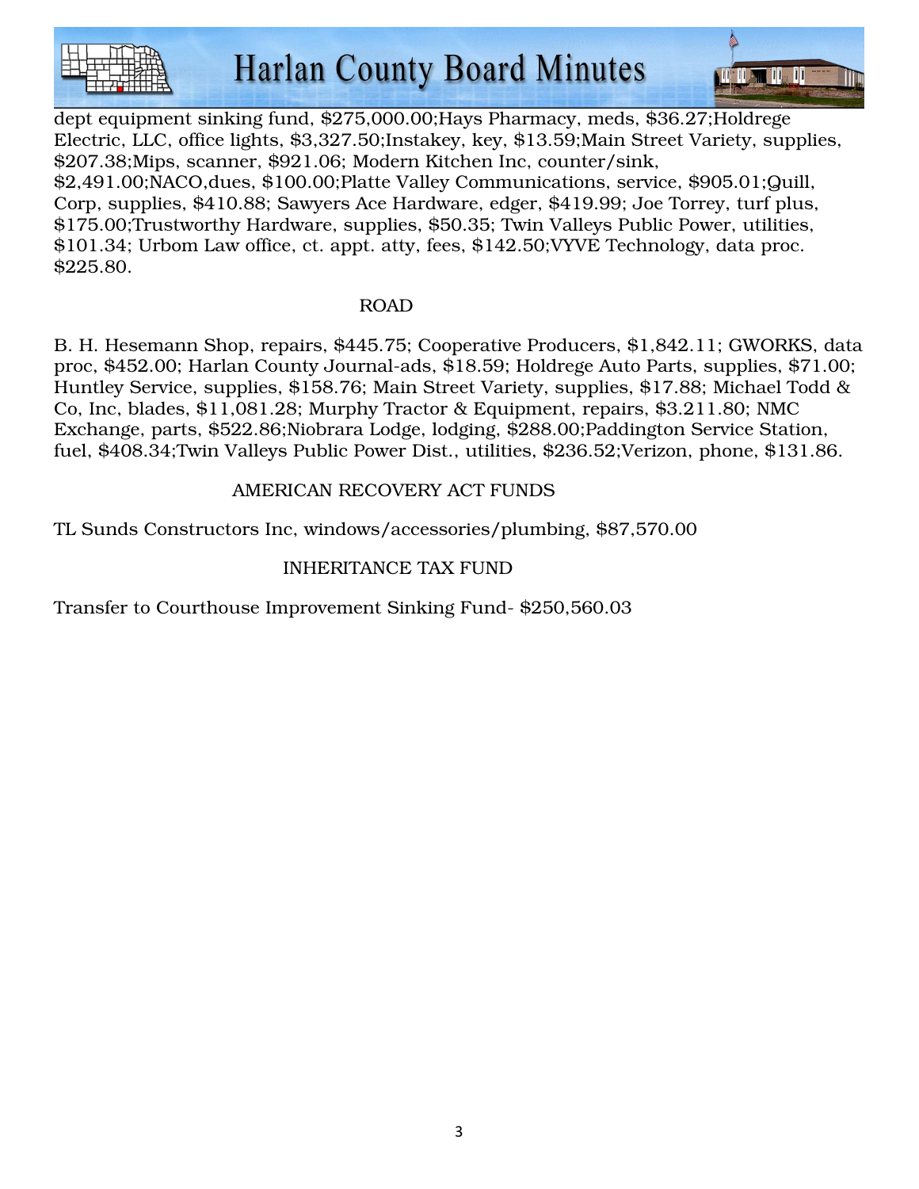dept equipment sinking fund, $275,000.00;Hays Pharmacy, meds, $36.27;Holdrege Electric, LLC, office lights, $3,327.50;Instakey, key, $13.59;Main Street Variety, supplies, $207.38;Mips, scanner, $921.06; Modern Kitchen Inc, counter/sink, $2,491.00;NACO,dues, $100.00;Platte Valley Communications, service, $905.01;Quill, Corp, supplies, $410.88; Sawyers Ace Hardware, edger, $419.99; Joe Torrey, turf plus, $175.00;Trustworthy Hardware, supplies, $50.35; Twin Valleys Public Power, utilities, $101.34; Urbom Law office, ct. appt. atty, fees, $142.50;VYVE Technology, data proc. $225.80.

ROAD

B. H. Hesemann Shop, repairs, $445.75; Cooperative Producers, $1,842.11; GWORKS, data proc, $452.00; Harlan County Journal-ads, $18.59; Holdrege Auto Parts, supplies, $71.00; Huntley Service, supplies, $158.76; Main Street Variety, supplies, $17.88; Michael Todd & Co, Inc, blades, $11,081.28; Murphy Tractor & Equipment, repairs, $3.211.80; NMC Exchange, parts, $522.86;Niobrara Lodge, lodging, $288.00;Paddington Service Station, fuel, $408.34;Twin Valleys Public Power Dist., utilities, $236.52;Verizon, phone, $131.86.

AMERICAN RECOVERY ACT FUNDS

TL Sunds Constructors Inc, windows/accessories/plumbing, $87,570.00

INHERITANCE TAX FUND

Transfer to Courthouse Improvement Sinking Fund- $250,560.03